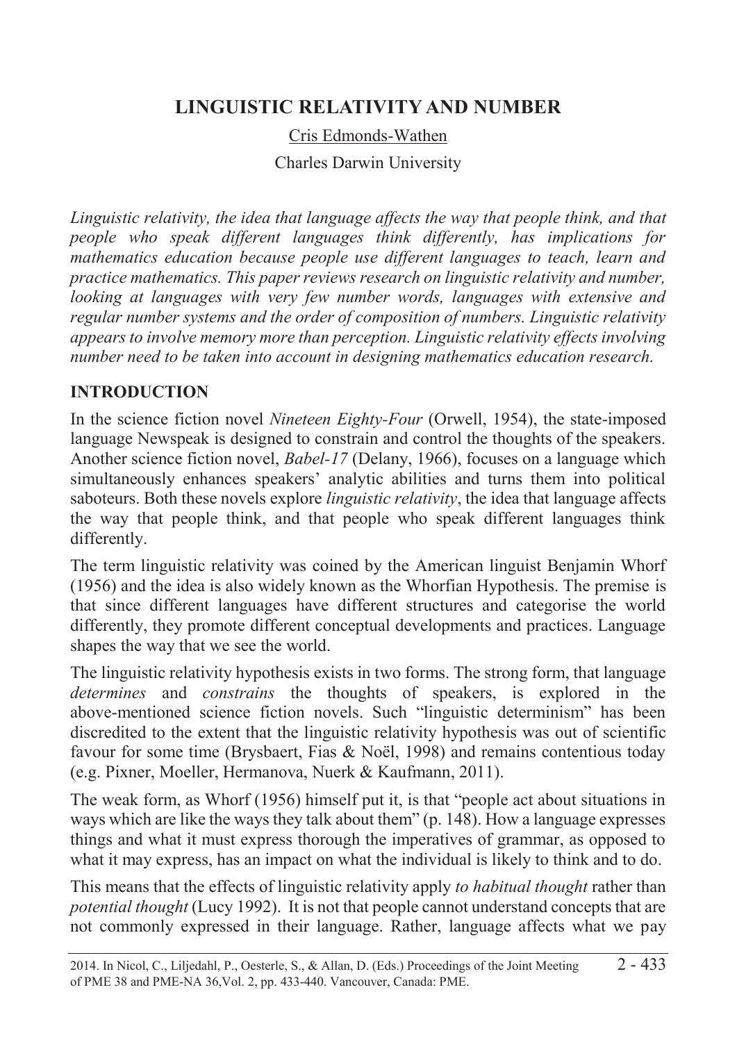# LINGUISTIC RELATIVITY AND NUMBER

Cris Edmonds-Wathen

Charles Darwin University

*Linguistic relativity, the idea that language affects the way that people think, and that people who speak different languages think differently, has implications for mathematics education because people use different languages to teach, learn and practice mathematics. This paper reviews research on linguistic relativity and number, looking at languages with very few number words, languages with extensive and regular number systems and the order of composition of numbers. Linguistic relativity appears to involve memory more than perception. Linguistic relativity effects involving number need to be taken into account in designing mathematics education research.*

## INTRODUCTION

In the science fiction novel *Nineteen Eighty-Four* (Orwell, 1954), the state-imposed language Newspeak is designed to constrain and control the thoughts of the speakers. Another science fiction novel, *Babel-17* (Delany, 1966), focuses on a language which simultaneously enhances speakers' analytic abilities and turns them into political saboteurs. Both these novels explore *linguistic relativity*, the idea that language affects the way that people think, and that people who speak different languages think differently.

The term linguistic relativity was coined by the American linguist Benjamin Whorf (1956) and the idea is also widely known as the Whorfian Hypothesis. The premise is that since different languages have different structures and categorise the world differently, they promote different conceptual developments and practices. Language shapes the way that we see the world.

The linguistic relativity hypothesis exists in two forms. The strong form, that language *determines* and *constrains* the thoughts of speakers, is explored in the above-mentioned science fiction novels. Such "linguistic determinism" has been discredited to the extent that the linguistic relativity hypothesis was out of scientific favour for some time (Brysbaert, Fias & Noël, 1998) and remains contentious today (e.g. Pixner, Moeller, Hermanova, Nuerk & Kaufmann, 2011).

The weak form, as Whorf (1956) himself put it, is that "people act about situations in ways which are like the ways they talk about them" (p. 148). How a language expresses things and what it must express thorough the imperatives of grammar, as opposed to what it may express, has an impact on what the individual is likely to think and to do.

This means that the effects of linguistic relativity apply *to habitual thought* rather than *potential thought* (Lucy 1992). It is not that people cannot understand concepts that are not commonly expressed in their language. Rather, language affects what we pay

2014. In Nicol, C., Liljedahl, P., Oesterle, S., & Allan, D. (Eds.) Proceedings of the Joint Meeting of PME 38 and PME-NA 36,Vol. 2, pp. 433-440. Vancouver, Canada: PME.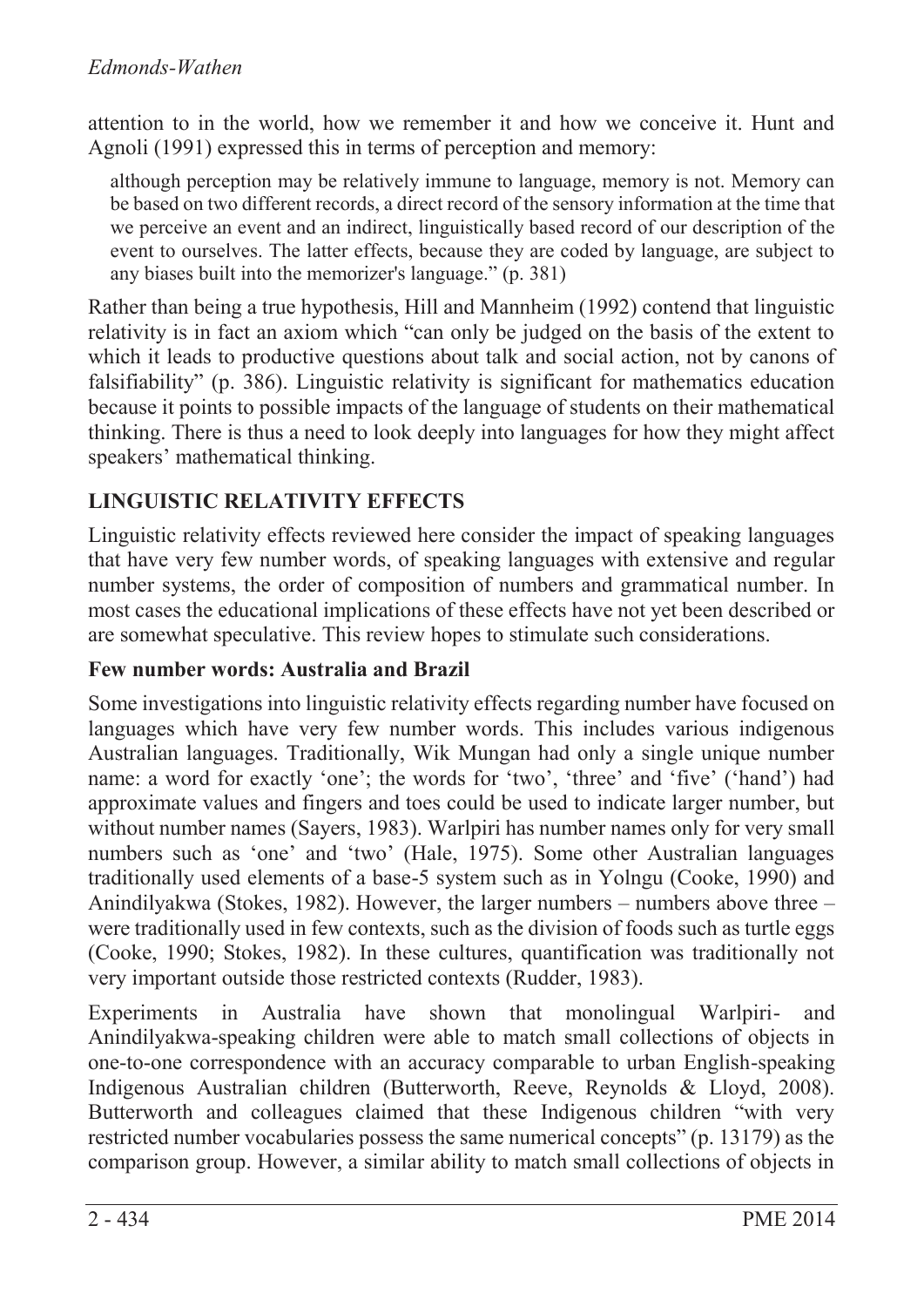attention to in the world, how we remember it and how we conceive it. Hunt and Agnoli (1991) expressed this in terms of perception and memory:

> although perception may be relatively immune to language, memory is not. Memory can be based on two different records, a direct record of the sensory information at the time that we perceive an event and an indirect, linguistically based record of our description of the event to ourselves. The latter effects, because they are coded by language, are subject to any biases built into the memorizer's language." (p. 381)

Rather than being a true hypothesis, Hill and Mannheim (1992) contend that linguistic relativity is in fact an axiom which "can only be judged on the basis of the extent to which it leads to productive questions about talk and social action, not by canons of falsifiability" (p. 386). Linguistic relativity is significant for mathematics education because it points to possible impacts of the language of students on their mathematical thinking. There is thus a need to look deeply into languages for how they might affect speakers' mathematical thinking.

## LINGUISTIC RELATIVITY EFFECTS

Linguistic relativity effects reviewed here consider the impact of speaking languages that have very few number words, of speaking languages with extensive and regular number systems, the order of composition of numbers and grammatical number. In most cases the educational implications of these effects have not yet been described or are somewhat speculative. This review hopes to stimulate such considerations.

### Few number words: Australia and Brazil

Some investigations into linguistic relativity effects regarding number have focused on languages which have very few number words. This includes various indigenous Australian languages. Traditionally, Wik Mungan had only a single unique number name: a word for exactly 'one'; the words for 'two', 'three' and 'five' ('hand') had approximate values and fingers and toes could be used to indicate larger number, but without number names (Sayers, 1983). Warlpiri has number names only for very small numbers such as 'one' and 'two' (Hale, 1975). Some other Australian languages traditionally used elements of a base-5 system such as in Yolngu (Cooke, 1990) and Anindilyakwa (Stokes, 1982). However, the larger numbers – numbers above three – were traditionally used in few contexts, such as the division of foods such as turtle eggs (Cooke, 1990; Stokes, 1982). In these cultures, quantification was traditionally not very important outside those restricted contexts (Rudder, 1983).

Experiments in Australia have shown that monolingual Warlpiri- and Anindilyakwa-speaking children were able to match small collections of objects in one-to-one correspondence with an accuracy comparable to urban English-speaking Indigenous Australian children (Butterworth, Reeve, Reynolds & Lloyd, 2008). Butterworth and colleagues claimed that these Indigenous children "with very restricted number vocabularies possess the same numerical concepts" (p. 13179) as the comparison group. However, a similar ability to match small collections of objects in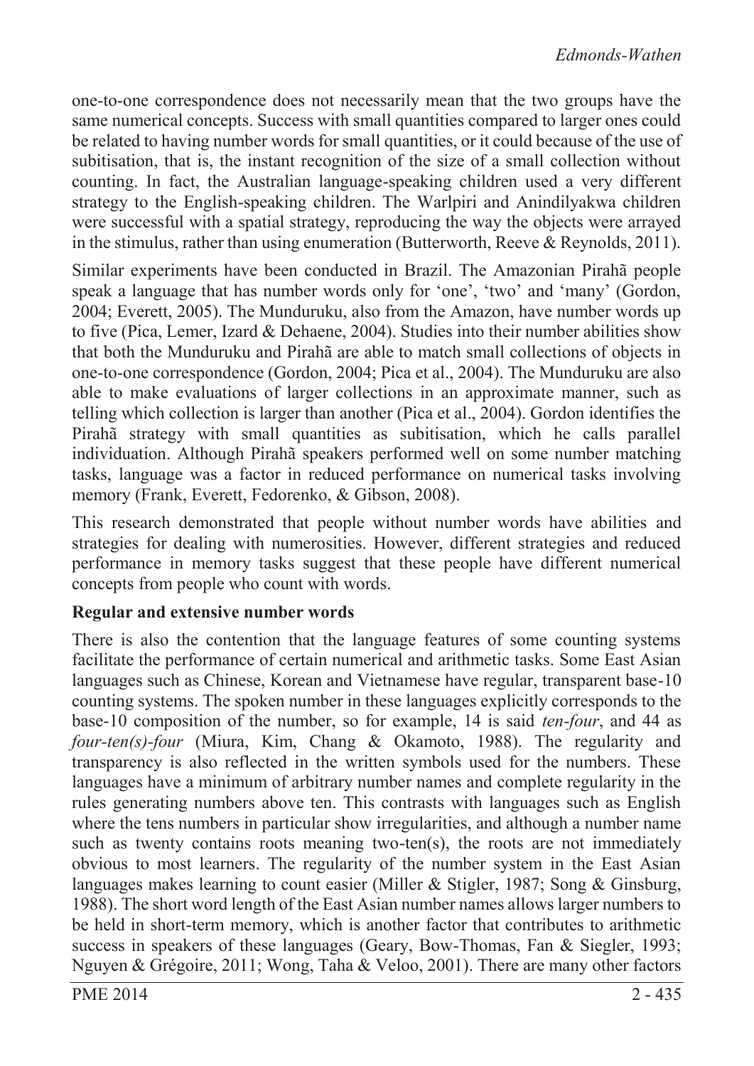one-to-one correspondence does not necessarily mean that the two groups have the same numerical concepts. Success with small quantities compared to larger ones could be related to having number words for small quantities, or it could because of the use of subitisation, that is, the instant recognition of the size of a small collection without counting. In fact, the Australian language-speaking children used a very different strategy to the English-speaking children. The Warlpiri and Anindilyakwa children were successful with a spatial strategy, reproducing the way the objects were arrayed in the stimulus, rather than using enumeration (Butterworth, Reeve & Reynolds, 2011).

Similar experiments have been conducted in Brazil. The Amazonian Pirahã people speak a language that has number words only for 'one', 'two' and 'many' (Gordon, 2004; Everett, 2005). The Munduruku, also from the Amazon, have number words up to five (Pica, Lemer, Izard & Dehaene, 2004). Studies into their number abilities show that both the Munduruku and Pirahã are able to match small collections of objects in one-to-one correspondence (Gordon, 2004; Pica et al., 2004). The Munduruku are also able to make evaluations of larger collections in an approximate manner, such as telling which collection is larger than another (Pica et al., 2004). Gordon identifies the Pirahã strategy with small quantities as subitisation, which he calls parallel individuation. Although Pirahã speakers performed well on some number matching tasks, language was a factor in reduced performance on numerical tasks involving memory (Frank, Everett, Fedorenko, & Gibson, 2008).

This research demonstrated that people without number words have abilities and strategies for dealing with numerosities. However, different strategies and reduced performance in memory tasks suggest that these people have different numerical concepts from people who count with words.

**Regular and extensive number words**

There is also the contention that the language features of some counting systems facilitate the performance of certain numerical and arithmetic tasks. Some East Asian languages such as Chinese, Korean and Vietnamese have regular, transparent base-10 counting systems. The spoken number in these languages explicitly corresponds to the base-10 composition of the number, so for example, 14 is said *ten-four*, and 44 as *four-ten(s)-four* (Miura, Kim, Chang & Okamoto, 1988). The regularity and transparency is also reflected in the written symbols used for the numbers. These languages have a minimum of arbitrary number names and complete regularity in the rules generating numbers above ten. This contrasts with languages such as English where the tens numbers in particular show irregularities, and although a number name such as twenty contains roots meaning two-ten(s), the roots are not immediately obvious to most learners. The regularity of the number system in the East Asian languages makes learning to count easier (Miller & Stigler, 1987; Song & Ginsburg, 1988). The short word length of the East Asian number names allows larger numbers to be held in short-term memory, which is another factor that contributes to arithmetic success in speakers of these languages (Geary, Bow-Thomas, Fan & Siegler, 1993; Nguyen & Grégoire, 2011; Wong, Taha & Veloo, 2001). There are many other factors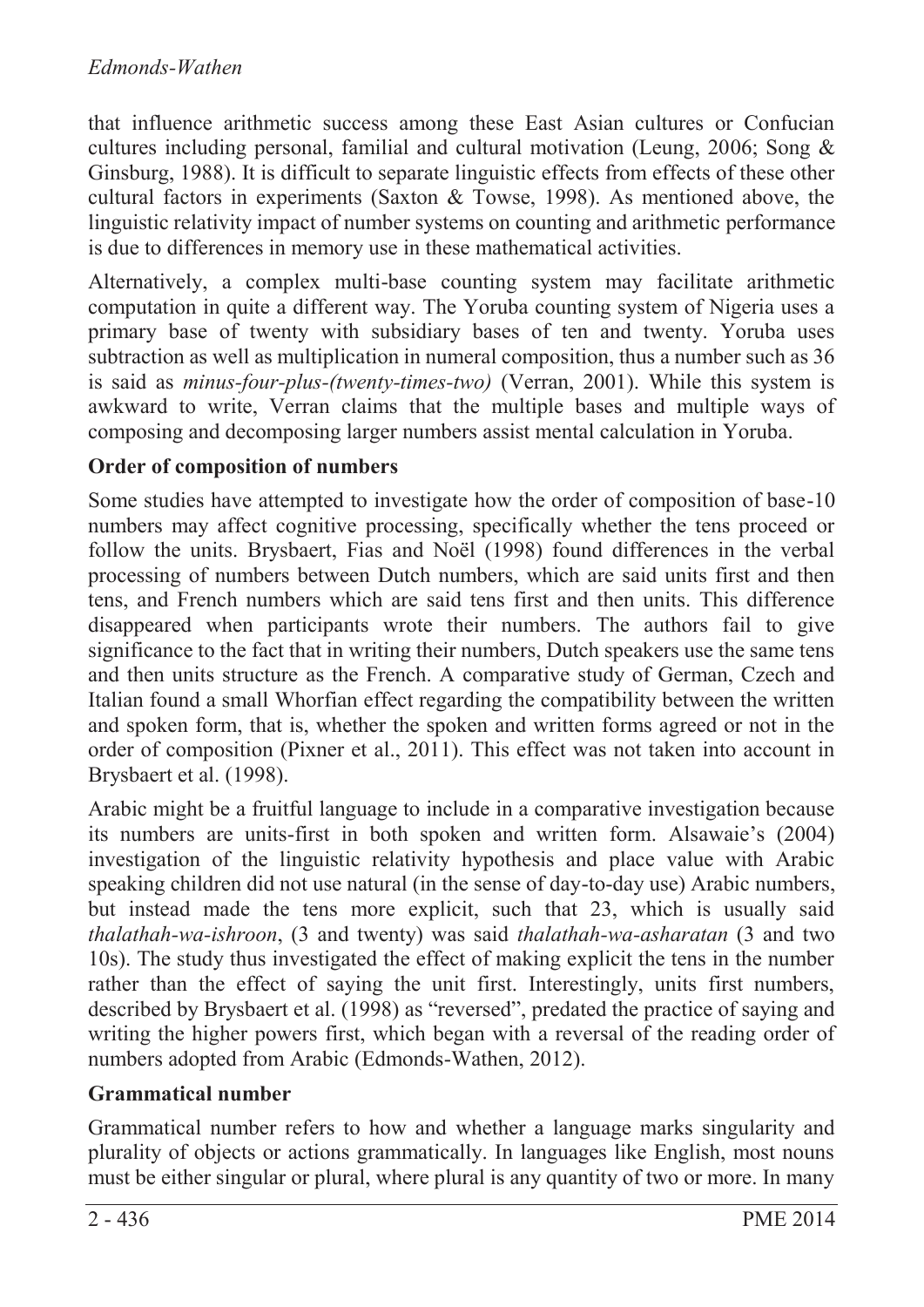that influence arithmetic success among these East Asian cultures or Confucian cultures including personal, familial and cultural motivation (Leung, 2006; Song & Ginsburg, 1988). It is difficult to separate linguistic effects from effects of these other cultural factors in experiments (Saxton & Towse, 1998). As mentioned above, the linguistic relativity impact of number systems on counting and arithmetic performance is due to differences in memory use in these mathematical activities.

Alternatively, a complex multi-base counting system may facilitate arithmetic computation in quite a different way. The Yoruba counting system of Nigeria uses a primary base of twenty with subsidiary bases of ten and twenty. Yoruba uses subtraction as well as multiplication in numeral composition, thus a number such as 36 is said as *minus-four-plus-(twenty-times-two)* (Verran, 2001). While this system is awkward to write, Verran claims that the multiple bases and multiple ways of composing and decomposing larger numbers assist mental calculation in Yoruba.

**Order of composition of numbers**

Some studies have attempted to investigate how the order of composition of base-10 numbers may affect cognitive processing, specifically whether the tens proceed or follow the units. Brysbaert, Fias and Noël (1998) found differences in the verbal processing of numbers between Dutch numbers, which are said units first and then tens, and French numbers which are said tens first and then units. This difference disappeared when participants wrote their numbers. The authors fail to give significance to the fact that in writing their numbers, Dutch speakers use the same tens and then units structure as the French. A comparative study of German, Czech and Italian found a small Whorfian effect regarding the compatibility between the written and spoken form, that is, whether the spoken and written forms agreed or not in the order of composition (Pixner et al., 2011). This effect was not taken into account in Brysbaert et al. (1998).

Arabic might be a fruitful language to include in a comparative investigation because its numbers are units-first in both spoken and written form. Alsawaie's (2004) investigation of the linguistic relativity hypothesis and place value with Arabic speaking children did not use natural (in the sense of day-to-day use) Arabic numbers, but instead made the tens more explicit, such that 23, which is usually said *thalathah-wa-ishroon*, (3 and twenty) was said *thalathah-wa-asharatan* (3 and two 10s). The study thus investigated the effect of making explicit the tens in the number rather than the effect of saying the unit first. Interestingly, units first numbers, described by Brysbaert et al. (1998) as "reversed", predated the practice of saying and writing the higher powers first, which began with a reversal of the reading order of numbers adopted from Arabic (Edmonds-Wathen, 2012).

**Grammatical number**

Grammatical number refers to how and whether a language marks singularity and plurality of objects or actions grammatically. In languages like English, most nouns must be either singular or plural, where plural is any quantity of two or more. In many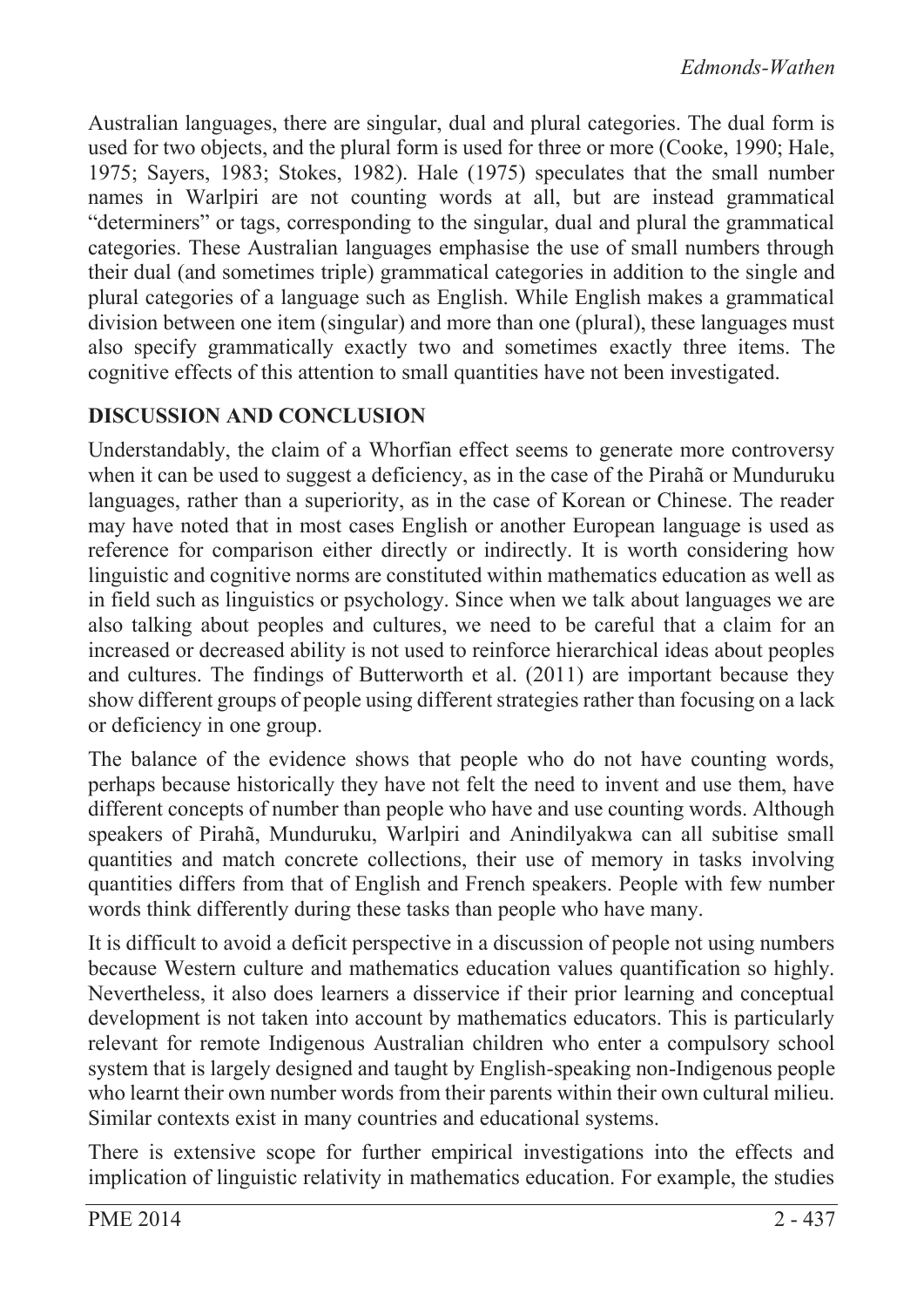Australian languages, there are singular, dual and plural categories. The dual form is used for two objects, and the plural form is used for three or more (Cooke, 1990; Hale, 1975; Sayers, 1983; Stokes, 1982). Hale (1975) speculates that the small number names in Warlpiri are not counting words at all, but are instead grammatical "determiners" or tags, corresponding to the singular, dual and plural the grammatical categories. These Australian languages emphasise the use of small numbers through their dual (and sometimes triple) grammatical categories in addition to the single and plural categories of a language such as English. While English makes a grammatical division between one item (singular) and more than one (plural), these languages must also specify grammatically exactly two and sometimes exactly three items. The cognitive effects of this attention to small quantities have not been investigated.

## DISCUSSION AND CONCLUSION

Understandably, the claim of a Whorfian effect seems to generate more controversy when it can be used to suggest a deficiency, as in the case of the Pirahã or Munduruku languages, rather than a superiority, as in the case of Korean or Chinese. The reader may have noted that in most cases English or another European language is used as reference for comparison either directly or indirectly. It is worth considering how linguistic and cognitive norms are constituted within mathematics education as well as in field such as linguistics or psychology. Since when we talk about languages we are also talking about peoples and cultures, we need to be careful that a claim for an increased or decreased ability is not used to reinforce hierarchical ideas about peoples and cultures. The findings of Butterworth et al. (2011) are important because they show different groups of people using different strategies rather than focusing on a lack or deficiency in one group.

The balance of the evidence shows that people who do not have counting words, perhaps because historically they have not felt the need to invent and use them, have different concepts of number than people who have and use counting words. Although speakers of Pirahã, Munduruku, Warlpiri and Anindilyakwa can all subitise small quantities and match concrete collections, their use of memory in tasks involving quantities differs from that of English and French speakers. People with few number words think differently during these tasks than people who have many.

It is difficult to avoid a deficit perspective in a discussion of people not using numbers because Western culture and mathematics education values quantification so highly. Nevertheless, it also does learners a disservice if their prior learning and conceptual development is not taken into account by mathematics educators. This is particularly relevant for remote Indigenous Australian children who enter a compulsory school system that is largely designed and taught by English-speaking non-Indigenous people who learnt their own number words from their parents within their own cultural milieu. Similar contexts exist in many countries and educational systems.

There is extensive scope for further empirical investigations into the effects and implication of linguistic relativity in mathematics education. For example, the studies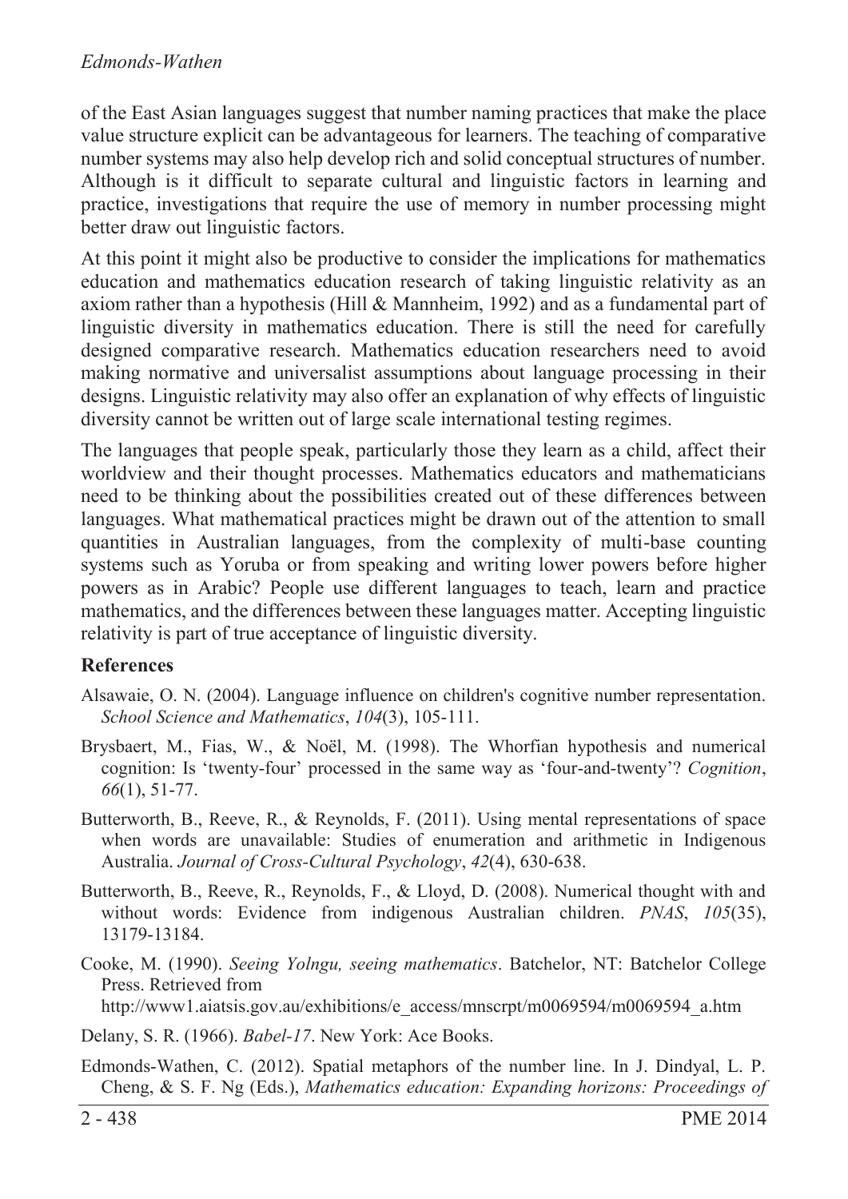of the East Asian languages suggest that number naming practices that make the place value structure explicit can be advantageous for learners. The teaching of comparative number systems may also help develop rich and solid conceptual structures of number. Although is it difficult to separate cultural and linguistic factors in learning and practice, investigations that require the use of memory in number processing might better draw out linguistic factors.

At this point it might also be productive to consider the implications for mathematics education and mathematics education research of taking linguistic relativity as an axiom rather than a hypothesis (Hill & Mannheim, 1992) and as a fundamental part of linguistic diversity in mathematics education. There is still the need for carefully designed comparative research. Mathematics education researchers need to avoid making normative and universalist assumptions about language processing in their designs. Linguistic relativity may also offer an explanation of why effects of linguistic diversity cannot be written out of large scale international testing regimes.

The languages that people speak, particularly those they learn as a child, affect their worldview and their thought processes. Mathematics educators and mathematicians need to be thinking about the possibilities created out of these differences between languages. What mathematical practices might be drawn out of the attention to small quantities in Australian languages, from the complexity of multi-base counting systems such as Yoruba or from speaking and writing lower powers before higher powers as in Arabic? People use different languages to teach, learn and practice mathematics, and the differences between these languages matter. Accepting linguistic relativity is part of true acceptance of linguistic diversity.

## References

Alsawaie, O. N. (2004). Language influence on children's cognitive number representation. *School Science and Mathematics*, *104*(3), 105-111.

Brysbaert, M., Fias, W., & Noël, M. (1998). The Whorfian hypothesis and numerical cognition: Is 'twenty-four' processed in the same way as 'four-and-twenty'? *Cognition*, *66*(1), 51-77.

Butterworth, B., Reeve, R., & Reynolds, F. (2011). Using mental representations of space when words are unavailable: Studies of enumeration and arithmetic in Indigenous Australia. *Journal of Cross-Cultural Psychology*, *42*(4), 630-638.

Butterworth, B., Reeve, R., Reynolds, F., & Lloyd, D. (2008). Numerical thought with and without words: Evidence from indigenous Australian children. *PNAS*, *105*(35), 13179-13184.

Cooke, M. (1990). *Seeing Yolngu, seeing mathematics*. Batchelor, NT: Batchelor College Press. Retrieved from http://www1.aiatsis.gov.au/exhibitions/e_access/mnscrpt/m0069594/m0069594_a.htm

Delany, S. R. (1966). *Babel-17*. New York: Ace Books.

Edmonds-Wathen, C. (2012). Spatial metaphors of the number line. In J. Dindyal, L. P. Cheng, & S. F. Ng (Eds.), *Mathematics education: Expanding horizons: Proceedings of*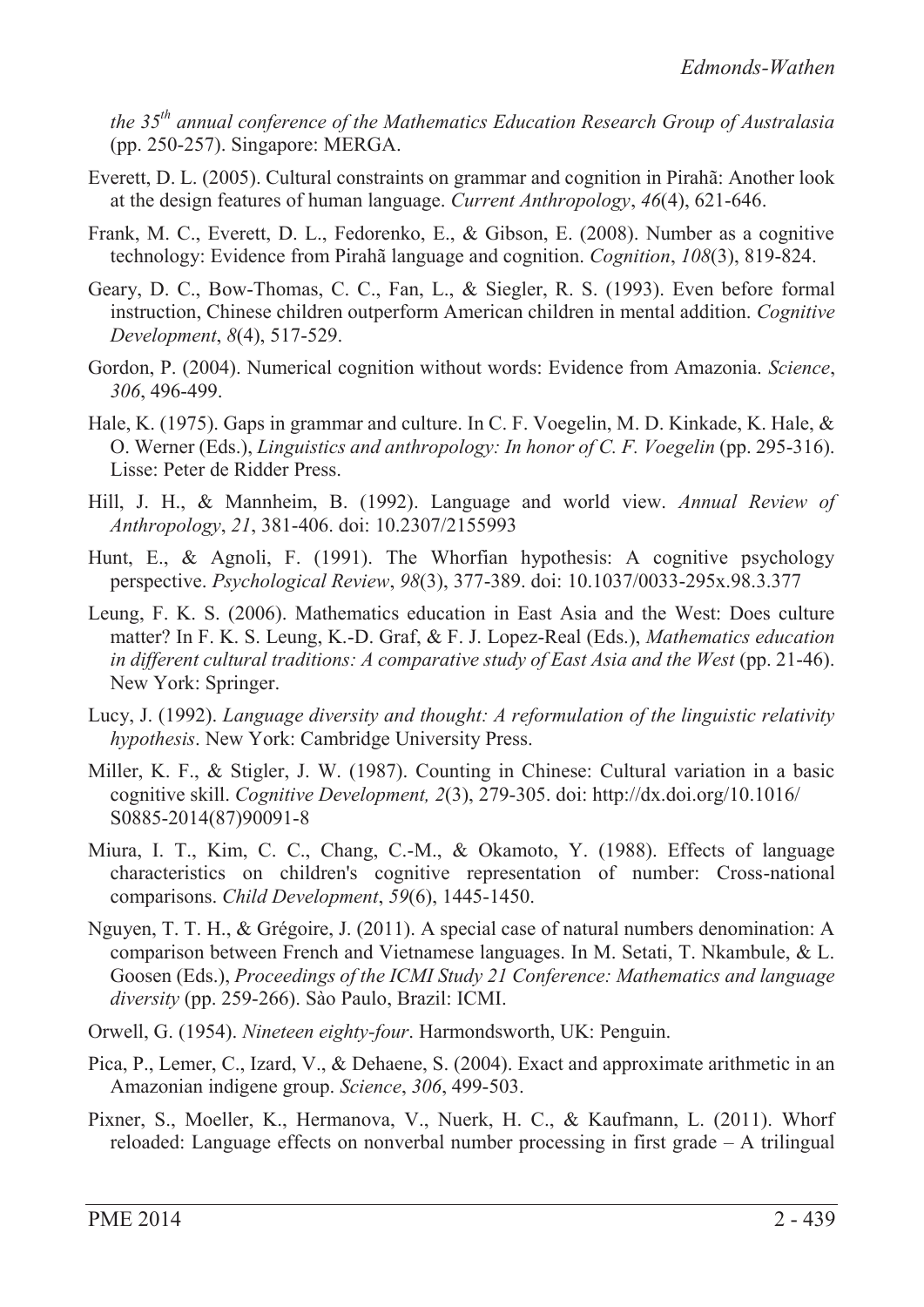*the 35th annual conference of the Mathematics Education Research Group of Australasia* (pp. 250-257). Singapore: MERGA.

Everett, D. L. (2005). Cultural constraints on grammar and cognition in Pirahã: Another look at the design features of human language. *Current Anthropology*, *46*(4), 621-646.

Frank, M. C., Everett, D. L., Fedorenko, E., & Gibson, E. (2008). Number as a cognitive technology: Evidence from Pirahã language and cognition. *Cognition*, *108*(3), 819-824.

Geary, D. C., Bow-Thomas, C. C., Fan, L., & Siegler, R. S. (1993). Even before formal instruction, Chinese children outperform American children in mental addition. *Cognitive Development*, *8*(4), 517-529.

Gordon, P. (2004). Numerical cognition without words: Evidence from Amazonia. *Science*, *306*, 496-499.

Hale, K. (1975). Gaps in grammar and culture. In C. F. Voegelin, M. D. Kinkade, K. Hale, & O. Werner (Eds.), *Linguistics and anthropology: In honor of C. F. Voegelin* (pp. 295-316). Lisse: Peter de Ridder Press.

Hill, J. H., & Mannheim, B. (1992). Language and world view. *Annual Review of Anthropology*, *21*, 381-406. doi: 10.2307/2155993

Hunt, E., & Agnoli, F. (1991). The Whorfian hypothesis: A cognitive psychology perspective. *Psychological Review*, *98*(3), 377-389. doi: 10.1037/0033-295x.98.3.377

Leung, F. K. S. (2006). Mathematics education in East Asia and the West: Does culture matter? In F. K. S. Leung, K.-D. Graf, & F. J. Lopez-Real (Eds.), *Mathematics education in different cultural traditions: A comparative study of East Asia and the West* (pp. 21-46). New York: Springer.

Lucy, J. (1992). *Language diversity and thought: A reformulation of the linguistic relativity hypothesis*. New York: Cambridge University Press.

Miller, K. F., & Stigler, J. W. (1987). Counting in Chinese: Cultural variation in a basic cognitive skill. *Cognitive Development, 2*(3), 279-305. doi: http://dx.doi.org/10.1016/S0885-2014(87)90091-8

Miura, I. T., Kim, C. C., Chang, C.-M., & Okamoto, Y. (1988). Effects of language characteristics on children's cognitive representation of number: Cross-national comparisons. *Child Development*, *59*(6), 1445-1450.

Nguyen, T. T. H., & Grégoire, J. (2011). A special case of natural numbers denomination: A comparison between French and Vietnamese languages. In M. Setati, T. Nkambule, & L. Goosen (Eds.), *Proceedings of the ICMI Study 21 Conference: Mathematics and language diversity* (pp. 259-266). Sào Paulo, Brazil: ICMI.

Orwell, G. (1954). *Nineteen eighty-four*. Harmondsworth, UK: Penguin.

Pica, P., Lemer, C., Izard, V., & Dehaene, S. (2004). Exact and approximate arithmetic in an Amazonian indigene group. *Science*, *306*, 499-503.

Pixner, S., Moeller, K., Hermanova, V., Nuerk, H. C., & Kaufmann, L. (2011). Whorf reloaded: Language effects on nonverbal number processing in first grade – A trilingual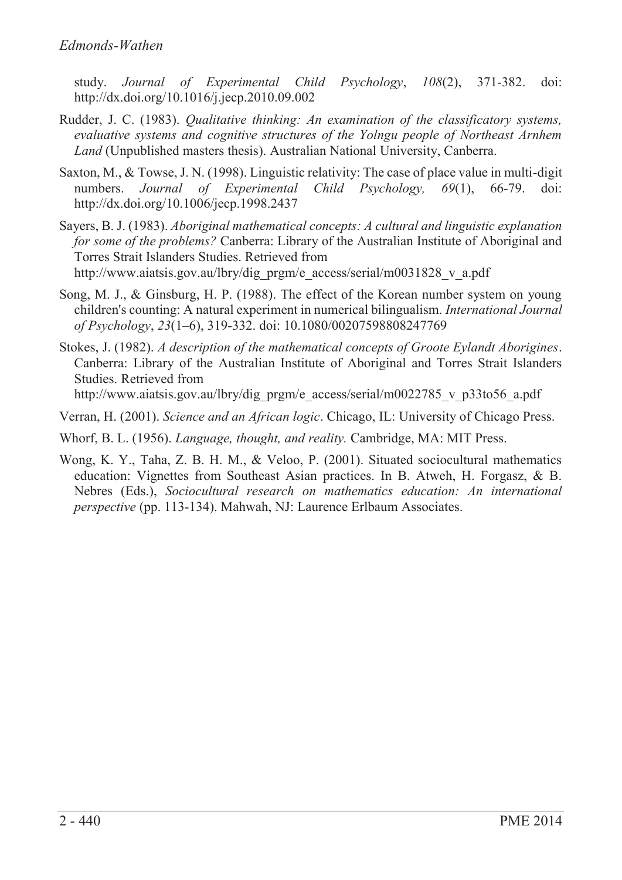study. *Journal of Experimental Child Psychology*, *108*(2), 371-382. doi: http://dx.doi.org/10.1016/j.jecp.2010.09.002

Rudder, J. C. (1983). *Qualitative thinking: An examination of the classificatory systems, evaluative systems and cognitive structures of the Yolngu people of Northeast Arnhem Land* (Unpublished masters thesis). Australian National University, Canberra.

Saxton, M., & Towse, J. N. (1998). Linguistic relativity: The case of place value in multi-digit numbers. *Journal of Experimental Child Psychology, 69*(1), 66-79. doi: http://dx.doi.org/10.1006/jecp.1998.2437

Sayers, B. J. (1983). *Aboriginal mathematical concepts: A cultural and linguistic explanation for some of the problems?* Canberra: Library of the Australian Institute of Aboriginal and Torres Strait Islanders Studies. Retrieved from http://www.aiatsis.gov.au/lbry/dig_prgm/e_access/serial/m0031828_v_a.pdf

Song, M. J., & Ginsburg, H. P. (1988). The effect of the Korean number system on young children's counting: A natural experiment in numerical bilingualism. *International Journal of Psychology*, *23*(1–6), 319-332. doi: 10.1080/00207598808247769

Stokes, J. (1982). *A description of the mathematical concepts of Groote Eylandt Aborigines*. Canberra: Library of the Australian Institute of Aboriginal and Torres Strait Islanders Studies. Retrieved from http://www.aiatsis.gov.au/lbry/dig_prgm/e_access/serial/m0022785_v_p33to56_a.pdf

Verran, H. (2001). *Science and an African logic*. Chicago, IL: University of Chicago Press.

Whorf, B. L. (1956). *Language, thought, and reality.* Cambridge, MA: MIT Press.

Wong, K. Y., Taha, Z. B. H. M., & Veloo, P. (2001). Situated sociocultural mathematics education: Vignettes from Southeast Asian practices. In B. Atweh, H. Forgasz, & B. Nebres (Eds.), *Sociocultural research on mathematics education: An international perspective* (pp. 113-134). Mahwah, NJ: Laurence Erlbaum Associates.